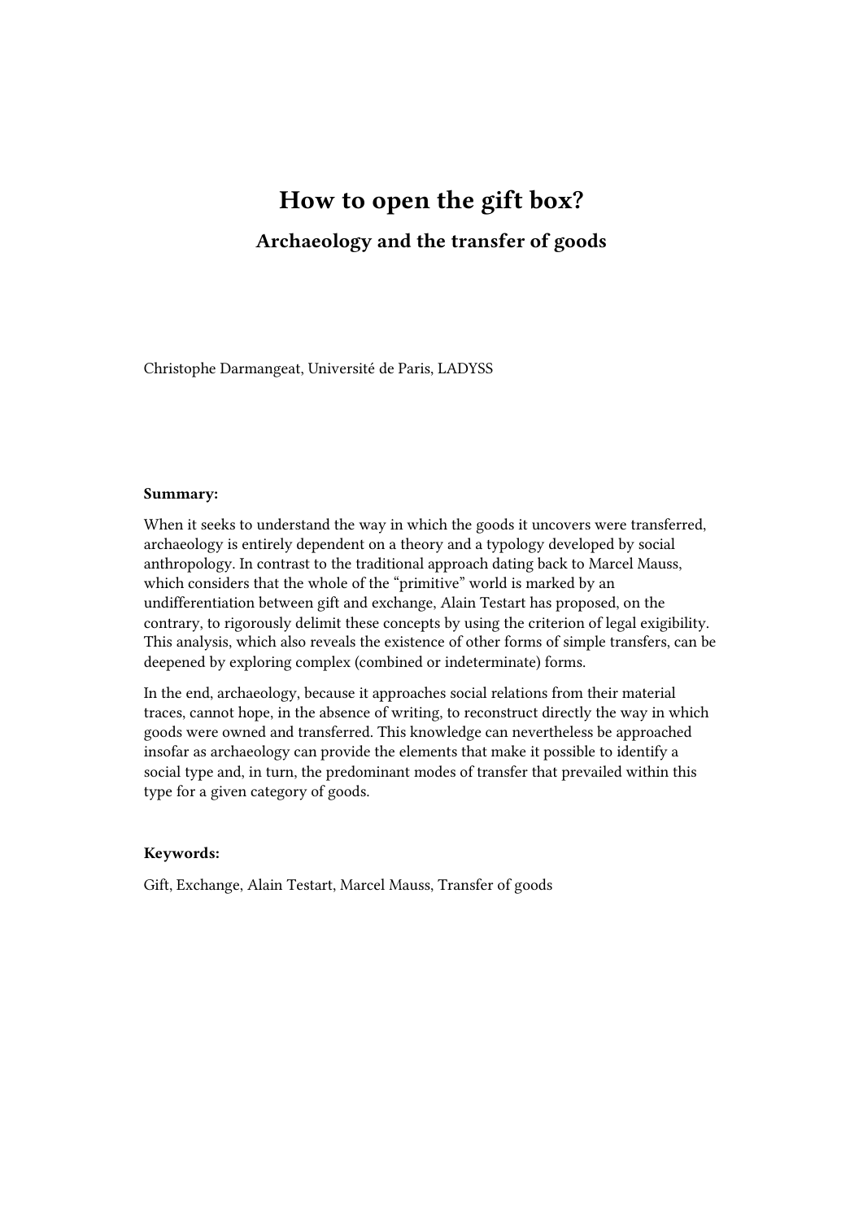# How to open the gift box?

## Archaeology and the transfer of goods

Christophe Darmangeat, Université de Paris, LADYSS

**Summary:**

When it seeks to understand the way in which the goods it uncovers were transferred, archaeology is entirely dependent on a theory and a typology developed by social anthropology. In contrast to the traditional approach dating back to Marcel Mauss, which considers that the whole of the "primitive" world is marked by an undifferentiation between gift and exchange, Alain Testart has proposed, on the contrary, to rigorously delimit these concepts by using the criterion of legal exigibility. This analysis, which also reveals the existence of other forms of simple transfers, can be deepened by exploring complex (combined or indeterminate) forms.

In the end, archaeology, because it approaches social relations from their material traces, cannot hope, in the absence of writing, to reconstruct directly the way in which goods were owned and transferred. This knowledge can nevertheless be approached insofar as archaeology can provide the elements that make it possible to identify a social type and, in turn, the predominant modes of transfer that prevailed within this type for a given category of goods.

**Keywords:**

Gift, Exchange, Alain Testart, Marcel Mauss, Transfer of goods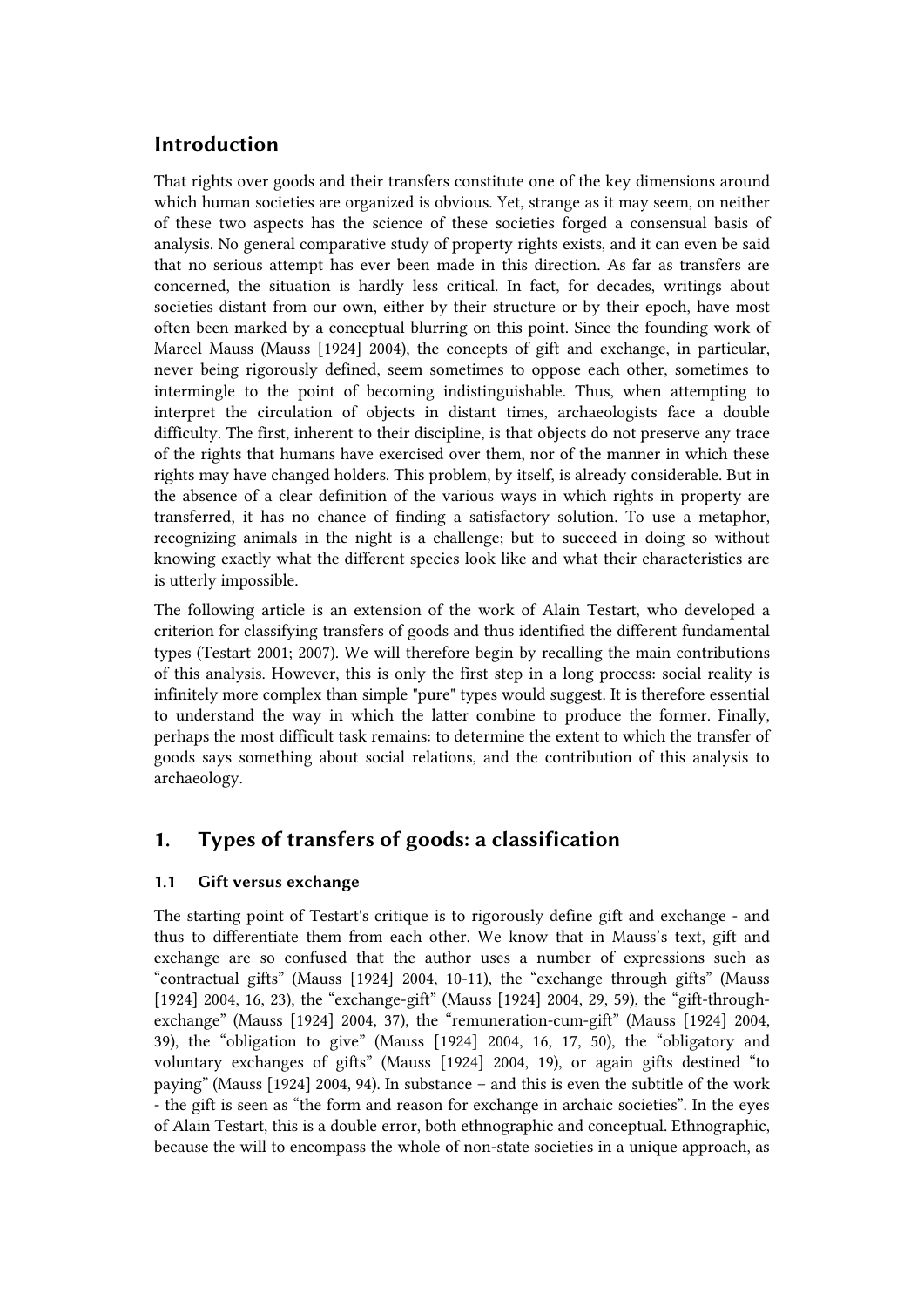## Introduction

That rights over goods and their transfers constitute one of the key dimensions around which human societies are organized is obvious. Yet, strange as it may seem, on neither of these two aspects has the science of these societies forged a consensual basis of analysis. No general comparative study of property rights exists, and it can even be said that no serious attempt has ever been made in this direction. As far as transfers are concerned, the situation is hardly less critical. In fact, for decades, writings about societies distant from our own, either by their structure or by their epoch, have most often been marked by a conceptual blurring on this point. Since the founding work of Marcel Mauss (Mauss [1924] 2004), the concepts of gift and exchange, in particular, never being rigorously defined, seem sometimes to oppose each other, sometimes to intermingle to the point of becoming indistinguishable. Thus, when attempting to interpret the circulation of objects in distant times, archaeologists face a double difficulty. The first, inherent to their discipline, is that objects do not preserve any trace of the rights that humans have exercised over them, nor of the manner in which these rights may have changed holders. This problem, by itself, is already considerable. But in the absence of a clear definition of the various ways in which rights in property are transferred, it has no chance of finding a satisfactory solution. To use a metaphor, recognizing animals in the night is a challenge; but to succeed in doing so without knowing exactly what the different species look like and what their characteristics are is utterly impossible.

The following article is an extension of the work of Alain Testart, who developed a criterion for classifying transfers of goods and thus identified the different fundamental types (Testart 2001; 2007). We will therefore begin by recalling the main contributions of this analysis. However, this is only the first step in a long process: social reality is infinitely more complex than simple "pure" types would suggest. It is therefore essential to understand the way in which the latter combine to produce the former. Finally, perhaps the most difficult task remains: to determine the extent to which the transfer of goods says something about social relations, and the contribution of this analysis to archaeology.

## 1. Types of transfers of goods: a classification

### 1.1 Gift versus exchange

The starting point of Testart's critique is to rigorously define gift and exchange - and thus to differentiate them from each other. We know that in Mauss's text, gift and exchange are so confused that the author uses a number of expressions such as "contractual gifts" (Mauss [1924] 2004, 10-11), the "exchange through gifts" (Mauss [1924] 2004, 16, 23), the "exchange-gift" (Mauss [1924] 2004, 29, 59), the "gift-through-exchange" (Mauss [1924] 2004, 37), the "remuneration-cum-gift" (Mauss [1924] 2004, 39), the "obligation to give" (Mauss [1924] 2004, 16, 17, 50), the "obligatory and voluntary exchanges of gifts" (Mauss [1924] 2004, 19), or again gifts destined "to paying" (Mauss [1924] 2004, 94). In substance – and this is even the subtitle of the work - the gift is seen as "the form and reason for exchange in archaic societies". In the eyes of Alain Testart, this is a double error, both ethnographic and conceptual. Ethnographic, because the will to encompass the whole of non-state societies in a unique approach, as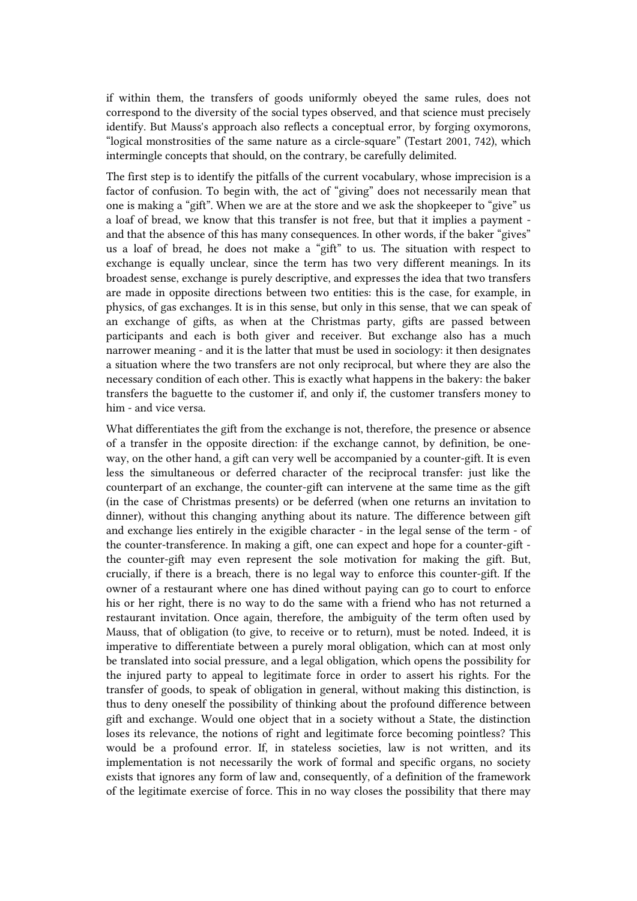if within them, the transfers of goods uniformly obeyed the same rules, does not correspond to the diversity of the social types observed, and that science must precisely identify. But Mauss's approach also reflects a conceptual error, by forging oxymorons, "logical monstrosities of the same nature as a circle-square" (Testart 2001, 742), which intermingle concepts that should, on the contrary, be carefully delimited.

The first step is to identify the pitfalls of the current vocabulary, whose imprecision is a factor of confusion. To begin with, the act of "giving" does not necessarily mean that one is making a "gift". When we are at the store and we ask the shopkeeper to "give" us a loaf of bread, we know that this transfer is not free, but that it implies a payment - and that the absence of this has many consequences. In other words, if the baker "gives" us a loaf of bread, he does not make a "gift" to us. The situation with respect to exchange is equally unclear, since the term has two very different meanings. In its broadest sense, exchange is purely descriptive, and expresses the idea that two transfers are made in opposite directions between two entities: this is the case, for example, in physics, of gas exchanges. It is in this sense, but only in this sense, that we can speak of an exchange of gifts, as when at the Christmas party, gifts are passed between participants and each is both giver and receiver. But exchange also has a much narrower meaning - and it is the latter that must be used in sociology: it then designates a situation where the two transfers are not only reciprocal, but where they are also the necessary condition of each other. This is exactly what happens in the bakery: the baker transfers the baguette to the customer if, and only if, the customer transfers money to him - and vice versa.

What differentiates the gift from the exchange is not, therefore, the presence or absence of a transfer in the opposite direction: if the exchange cannot, by definition, be one-way, on the other hand, a gift can very well be accompanied by a counter-gift. It is even less the simultaneous or deferred character of the reciprocal transfer: just like the counterpart of an exchange, the counter-gift can intervene at the same time as the gift (in the case of Christmas presents) or be deferred (when one returns an invitation to dinner), without this changing anything about its nature. The difference between gift and exchange lies entirely in the exigible character - in the legal sense of the term - of the counter-transference. In making a gift, one can expect and hope for a counter-gift - the counter-gift may even represent the sole motivation for making the gift. But, crucially, if there is a breach, there is no legal way to enforce this counter-gift. If the owner of a restaurant where one has dined without paying can go to court to enforce his or her right, there is no way to do the same with a friend who has not returned a restaurant invitation. Once again, therefore, the ambiguity of the term often used by Mauss, that of obligation (to give, to receive or to return), must be noted. Indeed, it is imperative to differentiate between a purely moral obligation, which can at most only be translated into social pressure, and a legal obligation, which opens the possibility for the injured party to appeal to legitimate force in order to assert his rights. For the transfer of goods, to speak of obligation in general, without making this distinction, is thus to deny oneself the possibility of thinking about the profound difference between gift and exchange. Would one object that in a society without a State, the distinction loses its relevance, the notions of right and legitimate force becoming pointless? This would be a profound error. If, in stateless societies, law is not written, and its implementation is not necessarily the work of formal and specific organs, no society exists that ignores any form of law and, consequently, of a definition of the framework of the legitimate exercise of force. This in no way closes the possibility that there may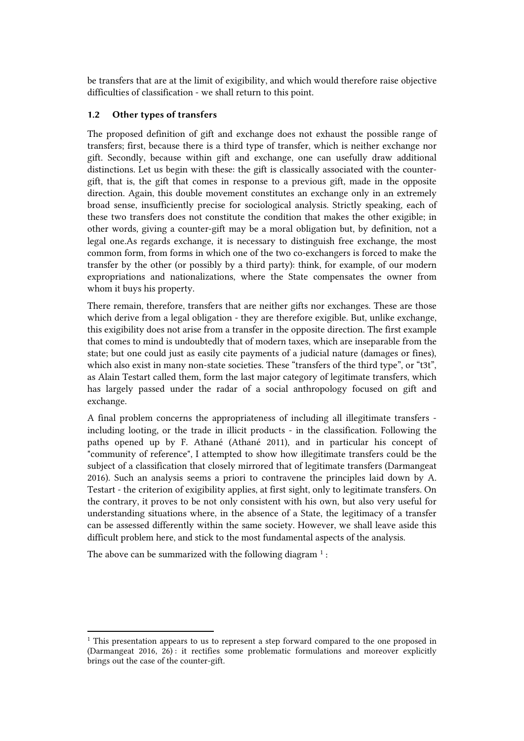be transfers that are at the limit of exigibility, and which would therefore raise objective difficulties of classification - we shall return to this point.

### 1.2 Other types of transfers

The proposed definition of gift and exchange does not exhaust the possible range of transfers; first, because there is a third type of transfer, which is neither exchange nor gift. Secondly, because within gift and exchange, one can usefully draw additional distinctions. Let us begin with these: the gift is classically associated with the counter-gift, that is, the gift that comes in response to a previous gift, made in the opposite direction. Again, this double movement constitutes an exchange only in an extremely broad sense, insufficiently precise for sociological analysis. Strictly speaking, each of these two transfers does not constitute the condition that makes the other exigible; in other words, giving a counter-gift may be a moral obligation but, by definition, not a legal one.As regards exchange, it is necessary to distinguish free exchange, the most common form, from forms in which one of the two co-exchangers is forced to make the transfer by the other (or possibly by a third party): think, for example, of our modern expropriations and nationalizations, where the State compensates the owner from whom it buys his property.

There remain, therefore, transfers that are neither gifts nor exchanges. These are those which derive from a legal obligation - they are therefore exigible. But, unlike exchange, this exigibility does not arise from a transfer in the opposite direction. The first example that comes to mind is undoubtedly that of modern taxes, which are inseparable from the state; but one could just as easily cite payments of a judicial nature (damages or fines), which also exist in many non-state societies. These “transfers of the third type”, or “t3t”, as Alain Testart called them, form the last major category of legitimate transfers, which has largely passed under the radar of a social anthropology focused on gift and exchange.

A final problem concerns the appropriateness of including all illegitimate transfers - including looting, or the trade in illicit products - in the classification. Following the paths opened up by F. Athané (Athané 2011), and in particular his concept of "community of reference", I attempted to show how illegitimate transfers could be the subject of a classification that closely mirrored that of legitimate transfers (Darmangeat 2016). Such an analysis seems a priori to contravene the principles laid down by A. Testart - the criterion of exigibility applies, at first sight, only to legitimate transfers. On the contrary, it proves to be not only consistent with his own, but also very useful for understanding situations where, in the absence of a State, the legitimacy of a transfer can be assessed differently within the same society. However, we shall leave aside this difficult problem here, and stick to the most fundamental aspects of the analysis.

The above can be summarized with the following diagram [1] :

[1] This presentation appears to us to represent a step forward compared to the one proposed in (Darmangeat 2016, 26) : it rectifies some problematic formulations and moreover explicitly brings out the case of the counter-gift.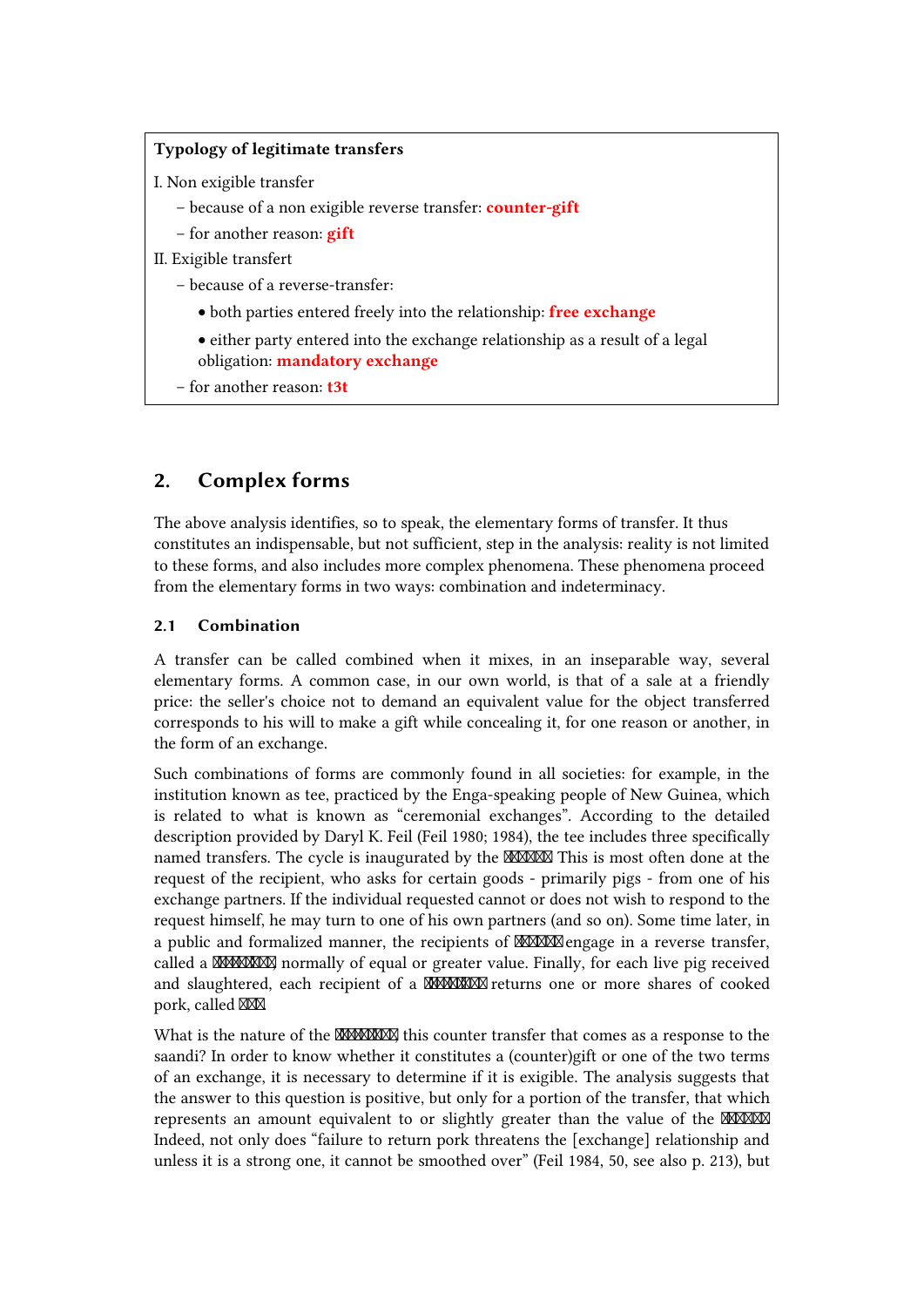**Typology of legitimate transfers**

I. Non exigible transfer

- because of a non exigible reverse transfer: **counter-gift**
- for another reason: **gift**

II. Exigible transfert

- because of a reverse-transfer:
  - both parties entered freely into the relationship: **free exchange**
  - either party entered into the exchange relationship as a result of a legal obligation: **mandatory exchange**
- for another reason: **t3t**

## 2. Complex forms

The above analysis identifies, so to speak, the elementary forms of transfer. It thus constitutes an indispensable, but not sufficient, step in the analysis: reality is not limited to these forms, and also includes more complex phenomena. These phenomena proceed from the elementary forms in two ways: combination and indeterminacy.

### 2.1 Combination

A transfer can be called combined when it mixes, in an inseparable way, several elementary forms. A common case, in our own world, is that of a sale at a friendly price: the seller's choice not to demand an equivalent value for the object transferred corresponds to his will to make a gift while concealing it, for one reason or another, in the form of an exchange.

Such combinations of forms are commonly found in all societies: for example, in the institution known as tee, practiced by the Enga-speaking people of New Guinea, which is related to what is known as "ceremonial exchanges". According to the detailed description provided by Daryl K. Feil (Feil 1980; 1984), the tee includes three specifically named transfers. The cycle is inaugurated by the This is most often done at the request of the recipient, who asks for certain goods - primarily pigs - from one of his exchange partners. If the individual requested cannot or does not wish to respond to the request himself, he may turn to one of his own partners (and so on). Some time later, in a public and formalized manner, the recipients of engage in a reverse transfer, called a normally of equal or greater value. Finally, for each live pig received and slaughtered, each recipient of a returns one or more shares of cooked pork, called

What is the nature of the this counter transfer that comes as a response to the saandi? In order to know whether it constitutes a (counter)gift or one of the two terms of an exchange, it is necessary to determine if it is exigible. The analysis suggests that the answer to this question is positive, but only for a portion of the transfer, that which represents an amount equivalent to or slightly greater than the value of the Indeed, not only does "failure to return pork threatens the [exchange] relationship and unless it is a strong one, it cannot be smoothed over" (Feil 1984, 50, see also p. 213), but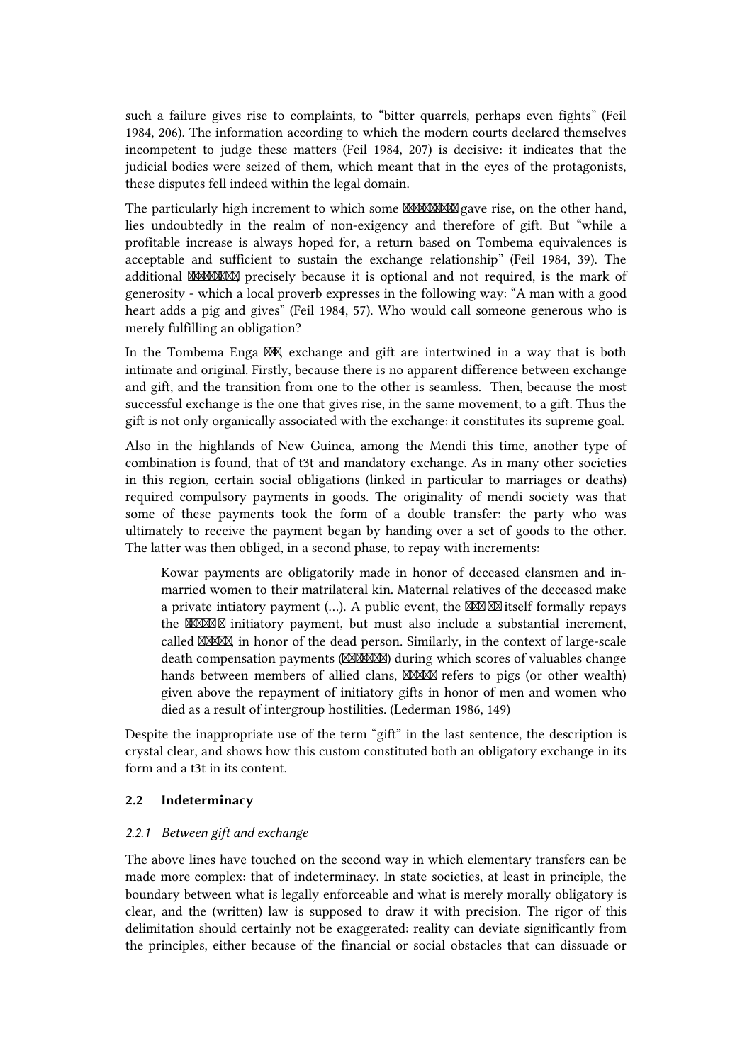such a failure gives rise to complaints, to “bitter quarrels, perhaps even fights” (Feil 1984, 206). The information according to which the modern courts declared themselves incompetent to judge these matters (Feil 1984, 207) is decisive: it indicates that the judicial bodies were seized of them, which meant that in the eyes of the protagonists, these disputes fell indeed within the legal domain.

The particularly high increment to which some ⊠⊠⊠⊠⊠⊠⊠⊠ gave rise, on the other hand, lies undoubtedly in the realm of non-exigency and therefore of gift. But “while a profitable increase is always hoped for, a return based on Tombema equivalences is acceptable and sufficient to sustain the exchange relationship” (Feil 1984, 39). The additional ⊠⊠⊠⊠⊠⊠⊠⊠ precisely because it is optional and not required, is the mark of generosity - which a local proverb expresses in the following way: “A man with a good heart adds a pig and gives” (Feil 1984, 57). Who would call someone generous who is merely fulfilling an obligation?

In the Tombema Enga ⊠⊠, exchange and gift are intertwined in a way that is both intimate and original. Firstly, because there is no apparent difference between exchange and gift, and the transition from one to the other is seamless. Then, because the most successful exchange is the one that gives rise, in the same movement, to a gift. Thus the gift is not only organically associated with the exchange: it constitutes its supreme goal.

Also in the highlands of New Guinea, among the Mendi this time, another type of combination is found, that of t3t and mandatory exchange. As in many other societies in this region, certain social obligations (linked in particular to marriages or deaths) required compulsory payments in goods. The originality of mendi society was that some of these payments took the form of a double transfer: the party who was ultimately to receive the payment began by handing over a set of goods to the other. The latter was then obliged, in a second phase, to repay with increments:

> Kowar payments are obligatorily made in honor of deceased clansmen and in-married women to their matrilateral kin. Maternal relatives of the deceased make a private intiatory payment (…). A public event, the ⊠⊠⊠ ⊠⊠ itself formally repays the ⊠⊠⊠⊠⊠ initiatory payment, but must also include a substantial increment, called ⊠⊠⊠⊠⊠, in honor of the dead person. Similarly, in the context of large-scale death compensation payments (⊠⊠⊠⊠⊠⊠⊠) during which scores of valuables change hands between members of allied clans, ⊠⊠⊠⊠⊠ refers to pigs (or other wealth) given above the repayment of initiatory gifts in honor of men and women who died as a result of intergroup hostilities. (Lederman 1986, 149)

Despite the inappropriate use of the term “gift” in the last sentence, the description is crystal clear, and shows how this custom constituted both an obligatory exchange in its form and a t3t in its content.

### 2.2 Indeterminacy

#### *2.2.1 Between gift and exchange*

The above lines have touched on the second way in which elementary transfers can be made more complex: that of indeterminacy. In state societies, at least in principle, the boundary between what is legally enforceable and what is merely morally obligatory is clear, and the (written) law is supposed to draw it with precision. The rigor of this delimitation should certainly not be exaggerated: reality can deviate significantly from the principles, either because of the financial or social obstacles that can dissuade or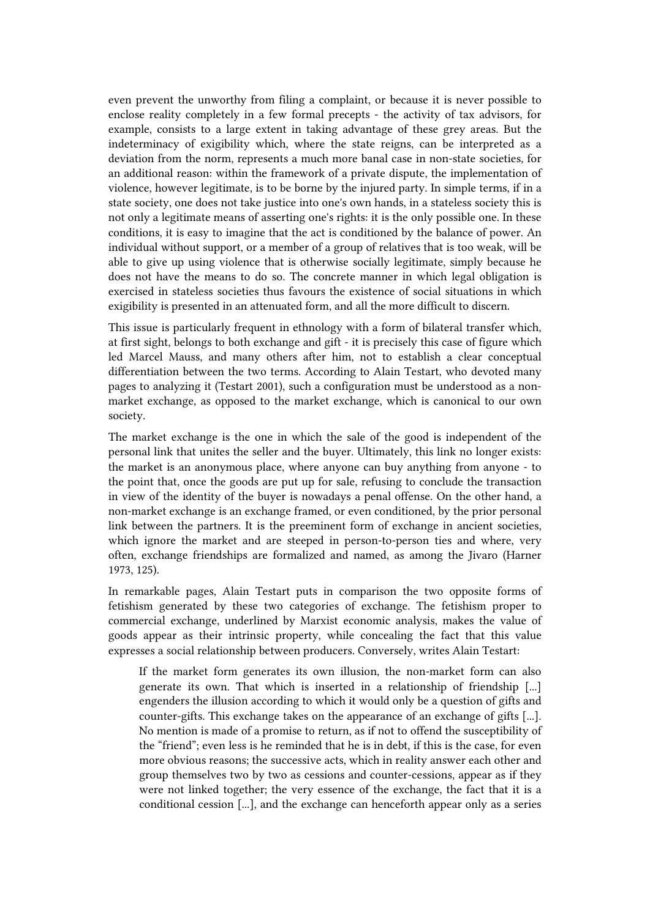even prevent the unworthy from filing a complaint, or because it is never possible to enclose reality completely in a few formal precepts - the activity of tax advisors, for example, consists to a large extent in taking advantage of these grey areas. But the indeterminacy of exigibility which, where the state reigns, can be interpreted as a deviation from the norm, represents a much more banal case in non-state societies, for an additional reason: within the framework of a private dispute, the implementation of violence, however legitimate, is to be borne by the injured party. In simple terms, if in a state society, one does not take justice into one's own hands, in a stateless society this is not only a legitimate means of asserting one's rights: it is the only possible one. In these conditions, it is easy to imagine that the act is conditioned by the balance of power. An individual without support, or a member of a group of relatives that is too weak, will be able to give up using violence that is otherwise socially legitimate, simply because he does not have the means to do so. The concrete manner in which legal obligation is exercised in stateless societies thus favours the existence of social situations in which exigibility is presented in an attenuated form, and all the more difficult to discern.

This issue is particularly frequent in ethnology with a form of bilateral transfer which, at first sight, belongs to both exchange and gift - it is precisely this case of figure which led Marcel Mauss, and many others after him, not to establish a clear conceptual differentiation between the two terms. According to Alain Testart, who devoted many pages to analyzing it (Testart 2001), such a configuration must be understood as a non-market exchange, as opposed to the market exchange, which is canonical to our own society.

The market exchange is the one in which the sale of the good is independent of the personal link that unites the seller and the buyer. Ultimately, this link no longer exists: the market is an anonymous place, where anyone can buy anything from anyone - to the point that, once the goods are put up for sale, refusing to conclude the transaction in view of the identity of the buyer is nowadays a penal offense. On the other hand, a non-market exchange is an exchange framed, or even conditioned, by the prior personal link between the partners. It is the preeminent form of exchange in ancient societies, which ignore the market and are steeped in person-to-person ties and where, very often, exchange friendships are formalized and named, as among the Jivaro (Harner 1973, 125).

In remarkable pages, Alain Testart puts in comparison the two opposite forms of fetishism generated by these two categories of exchange. The fetishism proper to commercial exchange, underlined by Marxist economic analysis, makes the value of goods appear as their intrinsic property, while concealing the fact that this value expresses a social relationship between producers. Conversely, writes Alain Testart:

> If the market form generates its own illusion, the non-market form can also generate its own. That which is inserted in a relationship of friendship [...] engenders the illusion according to which it would only be a question of gifts and counter-gifts. This exchange takes on the appearance of an exchange of gifts [...]. No mention is made of a promise to return, as if not to offend the susceptibility of the "friend"; even less is he reminded that he is in debt, if this is the case, for even more obvious reasons; the successive acts, which in reality answer each other and group themselves two by two as cessions and counter-cessions, appear as if they were not linked together; the very essence of the exchange, the fact that it is a conditional cession [...], and the exchange can henceforth appear only as a series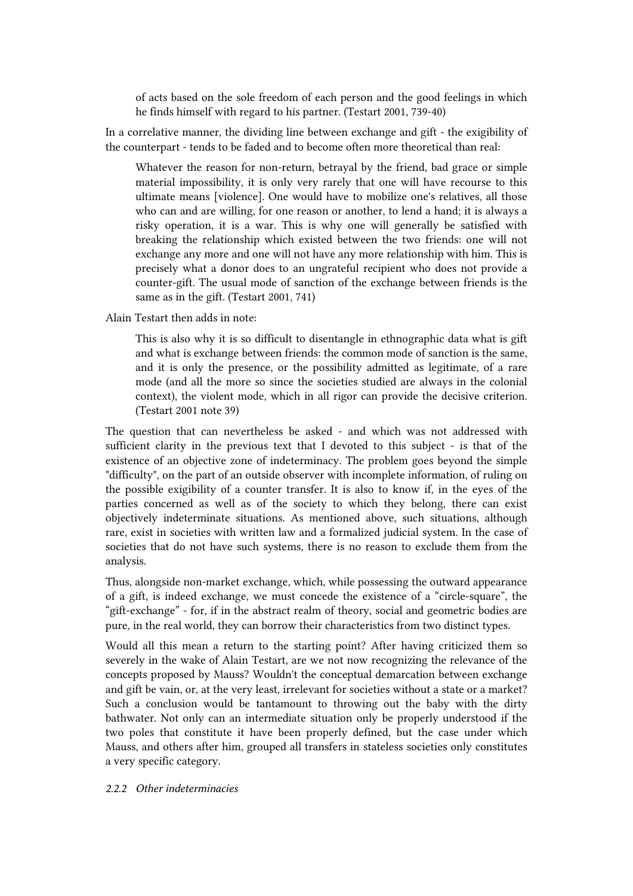> of acts based on the sole freedom of each person and the good feelings in which he finds himself with regard to his partner. (Testart 2001, 739-40)

In a correlative manner, the dividing line between exchange and gift - the exigibility of the counterpart - tends to be faded and to become often more theoretical than real:

> Whatever the reason for non-return, betrayal by the friend, bad grace or simple material impossibility, it is only very rarely that one will have recourse to this ultimate means [violence]. One would have to mobilize one's relatives, all those who can and are willing, for one reason or another, to lend a hand; it is always a risky operation, it is a war. This is why one will generally be satisfied with breaking the relationship which existed between the two friends: one will not exchange any more and one will not have any more relationship with him. This is precisely what a donor does to an ungrateful recipient who does not provide a counter-gift. The usual mode of sanction of the exchange between friends is the same as in the gift. (Testart 2001, 741)

Alain Testart then adds in note:

> This is also why it is so difficult to disentangle in ethnographic data what is gift and what is exchange between friends: the common mode of sanction is the same, and it is only the presence, or the possibility admitted as legitimate, of a rare mode (and all the more so since the societies studied are always in the colonial context), the violent mode, which in all rigor can provide the decisive criterion. (Testart 2001 note 39)

The question that can nevertheless be asked - and which was not addressed with sufficient clarity in the previous text that I devoted to this subject - is that of the existence of an objective zone of indeterminacy. The problem goes beyond the simple "difficulty", on the part of an outside observer with incomplete information, of ruling on the possible exigibility of a counter transfer. It is also to know if, in the eyes of the parties concerned as well as of the society to which they belong, there can exist objectively indeterminate situations. As mentioned above, such situations, although rare, exist in societies with written law and a formalized judicial system. In the case of societies that do not have such systems, there is no reason to exclude them from the analysis.

Thus, alongside non-market exchange, which, while possessing the outward appearance of a gift, is indeed exchange, we must concede the existence of a "circle-square", the "gift-exchange" - for, if in the abstract realm of theory, social and geometric bodies are pure, in the real world, they can borrow their characteristics from two distinct types.

Would all this mean a return to the starting point? After having criticized them so severely in the wake of Alain Testart, are we not now recognizing the relevance of the concepts proposed by Mauss? Wouldn't the conceptual demarcation between exchange and gift be vain, or, at the very least, irrelevant for societies without a state or a market? Such a conclusion would be tantamount to throwing out the baby with the dirty bathwater. Not only can an intermediate situation only be properly understood if the two poles that constitute it have been properly defined, but the case under which Mauss, and others after him, grouped all transfers in stateless societies only constitutes a very specific category.

### *2.2.2 Other indeterminacies*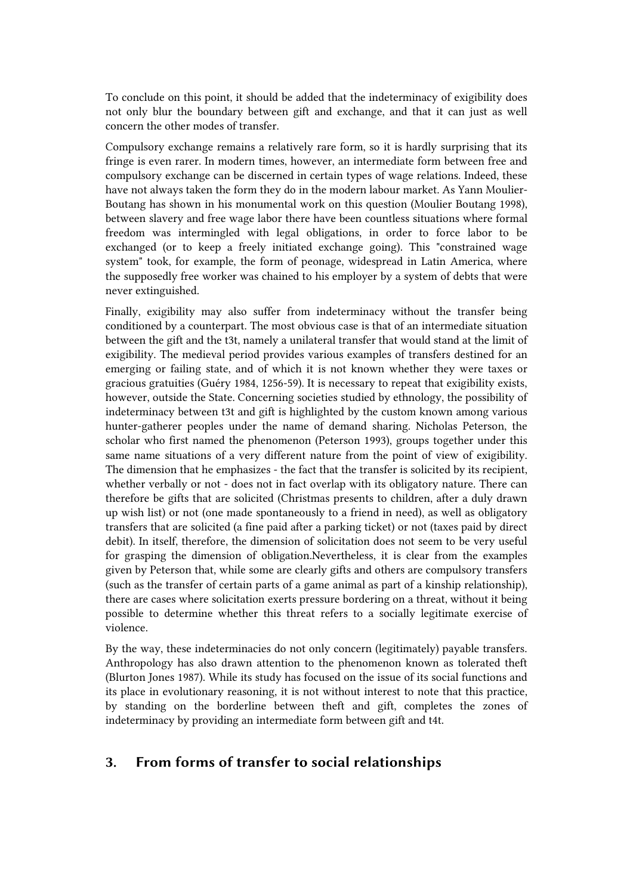To conclude on this point, it should be added that the indeterminacy of exigibility does not only blur the boundary between gift and exchange, and that it can just as well concern the other modes of transfer.

Compulsory exchange remains a relatively rare form, so it is hardly surprising that its fringe is even rarer. In modern times, however, an intermediate form between free and compulsory exchange can be discerned in certain types of wage relations. Indeed, these have not always taken the form they do in the modern labour market. As Yann Moulier-Boutang has shown in his monumental work on this question (Moulier Boutang 1998), between slavery and free wage labor there have been countless situations where formal freedom was intermingled with legal obligations, in order to force labor to be exchanged (or to keep a freely initiated exchange going). This "constrained wage system" took, for example, the form of peonage, widespread in Latin America, where the supposedly free worker was chained to his employer by a system of debts that were never extinguished.

Finally, exigibility may also suffer from indeterminacy without the transfer being conditioned by a counterpart. The most obvious case is that of an intermediate situation between the gift and the t3t, namely a unilateral transfer that would stand at the limit of exigibility. The medieval period provides various examples of transfers destined for an emerging or failing state, and of which it is not known whether they were taxes or gracious gratuities (Guéry 1984, 1256-59). It is necessary to repeat that exigibility exists, however, outside the State. Concerning societies studied by ethnology, the possibility of indeterminacy between t3t and gift is highlighted by the custom known among various hunter-gatherer peoples under the name of demand sharing. Nicholas Peterson, the scholar who first named the phenomenon (Peterson 1993), groups together under this same name situations of a very different nature from the point of view of exigibility. The dimension that he emphasizes - the fact that the transfer is solicited by its recipient, whether verbally or not - does not in fact overlap with its obligatory nature. There can therefore be gifts that are solicited (Christmas presents to children, after a duly drawn up wish list) or not (one made spontaneously to a friend in need), as well as obligatory transfers that are solicited (a fine paid after a parking ticket) or not (taxes paid by direct debit). In itself, therefore, the dimension of solicitation does not seem to be very useful for grasping the dimension of obligation.Nevertheless, it is clear from the examples given by Peterson that, while some are clearly gifts and others are compulsory transfers (such as the transfer of certain parts of a game animal as part of a kinship relationship), there are cases where solicitation exerts pressure bordering on a threat, without it being possible to determine whether this threat refers to a socially legitimate exercise of violence.

By the way, these indeterminacies do not only concern (legitimately) payable transfers. Anthropology has also drawn attention to the phenomenon known as tolerated theft (Blurton Jones 1987). While its study has focused on the issue of its social functions and its place in evolutionary reasoning, it is not without interest to note that this practice, by standing on the borderline between theft and gift, completes the zones of indeterminacy by providing an intermediate form between gift and t4t.

## 3. From forms of transfer to social relationships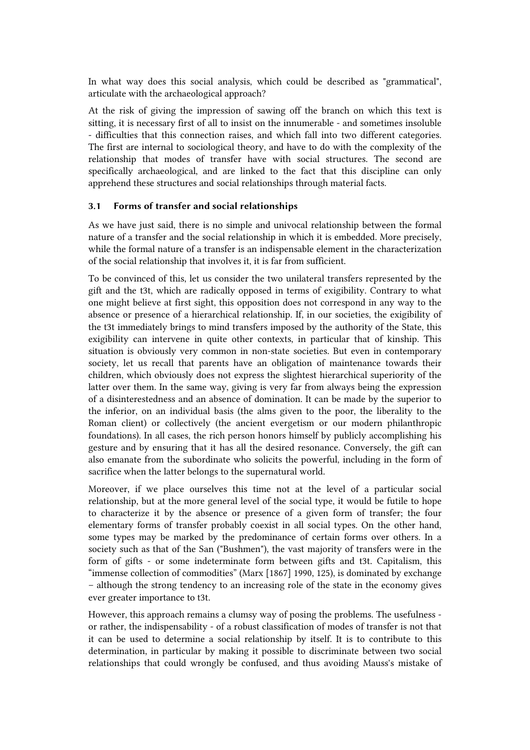In what way does this social analysis, which could be described as "grammatical", articulate with the archaeological approach?

At the risk of giving the impression of sawing off the branch on which this text is sitting, it is necessary first of all to insist on the innumerable - and sometimes insoluble - difficulties that this connection raises, and which fall into two different categories. The first are internal to sociological theory, and have to do with the complexity of the relationship that modes of transfer have with social structures. The second are specifically archaeological, and are linked to the fact that this discipline can only apprehend these structures and social relationships through material facts.

### 3.1 Forms of transfer and social relationships

As we have just said, there is no simple and univocal relationship between the formal nature of a transfer and the social relationship in which it is embedded. More precisely, while the formal nature of a transfer is an indispensable element in the characterization of the social relationship that involves it, it is far from sufficient.

To be convinced of this, let us consider the two unilateral transfers represented by the gift and the t3t, which are radically opposed in terms of exigibility. Contrary to what one might believe at first sight, this opposition does not correspond in any way to the absence or presence of a hierarchical relationship. If, in our societies, the exigibility of the t3t immediately brings to mind transfers imposed by the authority of the State, this exigibility can intervene in quite other contexts, in particular that of kinship. This situation is obviously very common in non-state societies. But even in contemporary society, let us recall that parents have an obligation of maintenance towards their children, which obviously does not express the slightest hierarchical superiority of the latter over them. In the same way, giving is very far from always being the expression of a disinterestedness and an absence of domination. It can be made by the superior to the inferior, on an individual basis (the alms given to the poor, the liberality to the Roman client) or collectively (the ancient evergetism or our modern philanthropic foundations). In all cases, the rich person honors himself by publicly accomplishing his gesture and by ensuring that it has all the desired resonance. Conversely, the gift can also emanate from the subordinate who solicits the powerful, including in the form of sacrifice when the latter belongs to the supernatural world.

Moreover, if we place ourselves this time not at the level of a particular social relationship, but at the more general level of the social type, it would be futile to hope to characterize it by the absence or presence of a given form of transfer; the four elementary forms of transfer probably coexist in all social types. On the other hand, some types may be marked by the predominance of certain forms over others. In a society such as that of the San ("Bushmen"), the vast majority of transfers were in the form of gifts - or some indeterminate form between gifts and t3t. Capitalism, this "immense collection of commodities" (Marx [1867] 1990, 125), is dominated by exchange – although the strong tendency to an increasing role of the state in the economy gives ever greater importance to t3t.

However, this approach remains a clumsy way of posing the problems. The usefulness - or rather, the indispensability - of a robust classification of modes of transfer is not that it can be used to determine a social relationship by itself. It is to contribute to this determination, in particular by making it possible to discriminate between two social relationships that could wrongly be confused, and thus avoiding Mauss's mistake of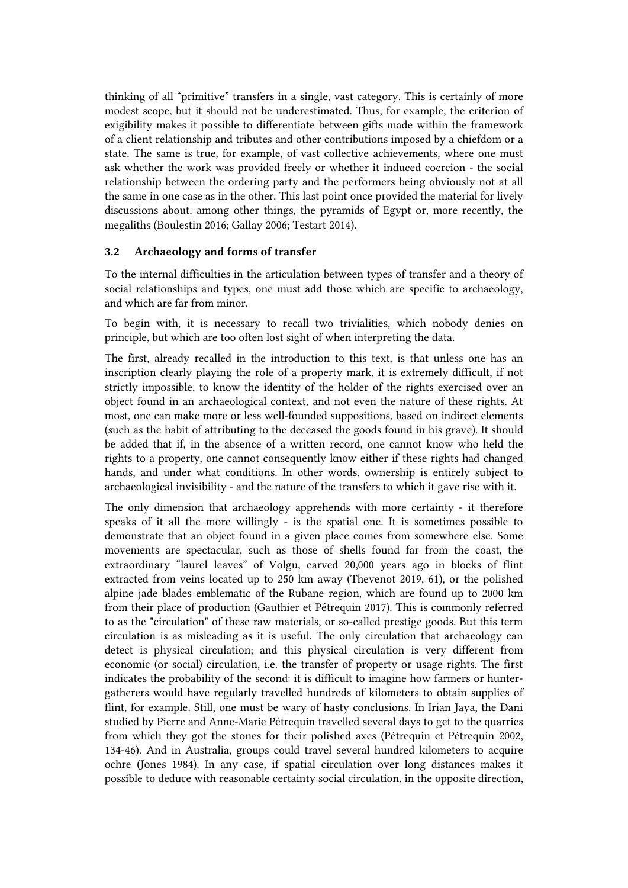thinking of all "primitive" transfers in a single, vast category. This is certainly of more modest scope, but it should not be underestimated. Thus, for example, the criterion of exigibility makes it possible to differentiate between gifts made within the framework of a client relationship and tributes and other contributions imposed by a chiefdom or a state. The same is true, for example, of vast collective achievements, where one must ask whether the work was provided freely or whether it induced coercion - the social relationship between the ordering party and the performers being obviously not at all the same in one case as in the other. This last point once provided the material for lively discussions about, among other things, the pyramids of Egypt or, more recently, the megaliths (Boulestin 2016; Gallay 2006; Testart 2014).

### 3.2 Archaeology and forms of transfer

To the internal difficulties in the articulation between types of transfer and a theory of social relationships and types, one must add those which are specific to archaeology, and which are far from minor.

To begin with, it is necessary to recall two trivialities, which nobody denies on principle, but which are too often lost sight of when interpreting the data.

The first, already recalled in the introduction to this text, is that unless one has an inscription clearly playing the role of a property mark, it is extremely difficult, if not strictly impossible, to know the identity of the holder of the rights exercised over an object found in an archaeological context, and not even the nature of these rights. At most, one can make more or less well-founded suppositions, based on indirect elements (such as the habit of attributing to the deceased the goods found in his grave). It should be added that if, in the absence of a written record, one cannot know who held the rights to a property, one cannot consequently know either if these rights had changed hands, and under what conditions. In other words, ownership is entirely subject to archaeological invisibility - and the nature of the transfers to which it gave rise with it.

The only dimension that archaeology apprehends with more certainty - it therefore speaks of it all the more willingly - is the spatial one. It is sometimes possible to demonstrate that an object found in a given place comes from somewhere else. Some movements are spectacular, such as those of shells found far from the coast, the extraordinary "laurel leaves" of Volgu, carved 20,000 years ago in blocks of flint extracted from veins located up to 250 km away (Thevenot 2019, 61), or the polished alpine jade blades emblematic of the Rubane region, which are found up to 2000 km from their place of production (Gauthier et Pétrequin 2017). This is commonly referred to as the "circulation" of these raw materials, or so-called prestige goods. But this term circulation is as misleading as it is useful. The only circulation that archaeology can detect is physical circulation; and this physical circulation is very different from economic (or social) circulation, i.e. the transfer of property or usage rights. The first indicates the probability of the second: it is difficult to imagine how farmers or hunter-gatherers would have regularly travelled hundreds of kilometers to obtain supplies of flint, for example. Still, one must be wary of hasty conclusions. In Irian Jaya, the Dani studied by Pierre and Anne-Marie Pétrequin travelled several days to get to the quarries from which they got the stones for their polished axes (Pétrequin et Pétrequin 2002, 134-46). And in Australia, groups could travel several hundred kilometers to acquire ochre (Jones 1984). In any case, if spatial circulation over long distances makes it possible to deduce with reasonable certainty social circulation, in the opposite direction,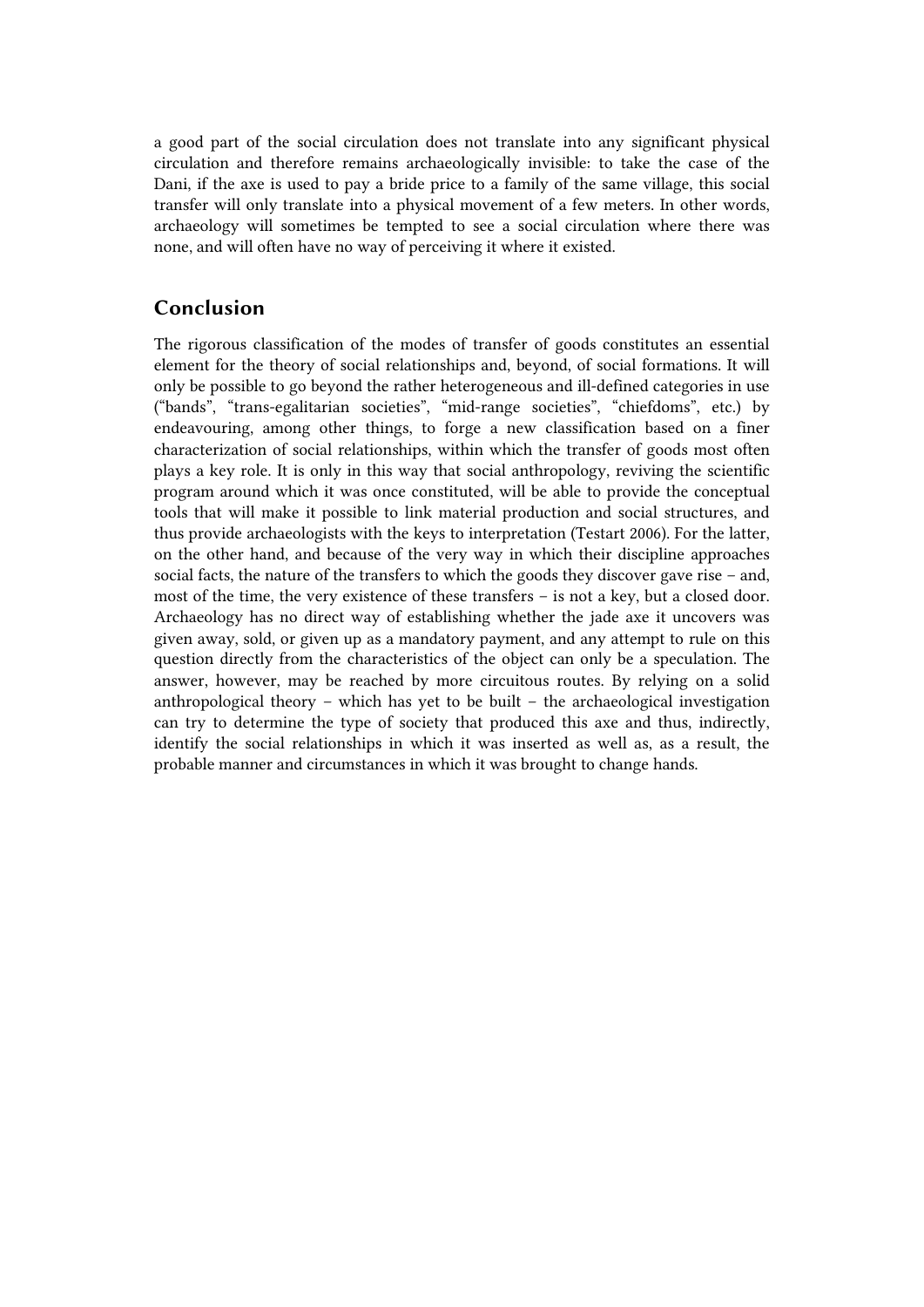a good part of the social circulation does not translate into any significant physical circulation and therefore remains archaeologically invisible: to take the case of the Dani, if the axe is used to pay a bride price to a family of the same village, this social transfer will only translate into a physical movement of a few meters. In other words, archaeology will sometimes be tempted to see a social circulation where there was none, and will often have no way of perceiving it where it existed.

## Conclusion

The rigorous classification of the modes of transfer of goods constitutes an essential element for the theory of social relationships and, beyond, of social formations. It will only be possible to go beyond the rather heterogeneous and ill-defined categories in use ("bands", "trans-egalitarian societies", "mid-range societies", "chiefdoms", etc.) by endeavouring, among other things, to forge a new classification based on a finer characterization of social relationships, within which the transfer of goods most often plays a key role. It is only in this way that social anthropology, reviving the scientific program around which it was once constituted, will be able to provide the conceptual tools that will make it possible to link material production and social structures, and thus provide archaeologists with the keys to interpretation (Testart 2006). For the latter, on the other hand, and because of the very way in which their discipline approaches social facts, the nature of the transfers to which the goods they discover gave rise – and, most of the time, the very existence of these transfers – is not a key, but a closed door. Archaeology has no direct way of establishing whether the jade axe it uncovers was given away, sold, or given up as a mandatory payment, and any attempt to rule on this question directly from the characteristics of the object can only be a speculation. The answer, however, may be reached by more circuitous routes. By relying on a solid anthropological theory – which has yet to be built – the archaeological investigation can try to determine the type of society that produced this axe and thus, indirectly, identify the social relationships in which it was inserted as well as, as a result, the probable manner and circumstances in which it was brought to change hands.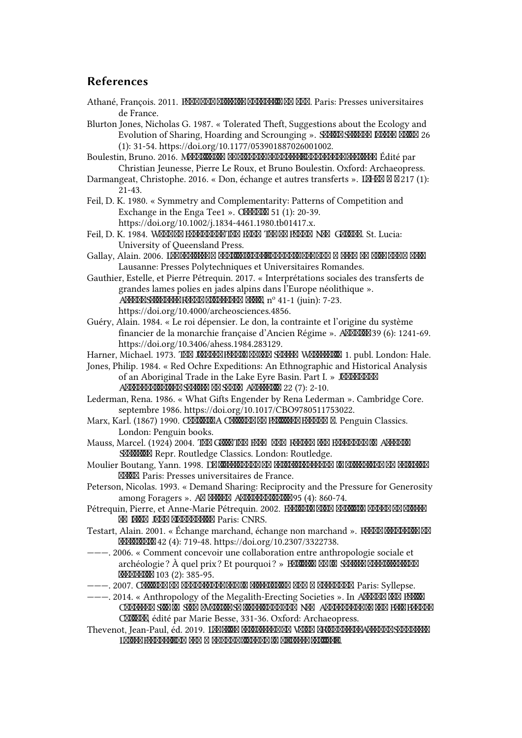## References

Athané, François. 2011. *Pour une histoire naturelle du don*. Paris: Presses universitaires de France.

Blurton Jones, Nicholas G. 1987. « Tolerated Theft, Suggestions about the Ecology and Evolution of Sharing, Hoarding and Scrounging ». *Social Science Information* 26 (1): 31-54. https://doi.org/10.1177/053901887026001002.

Boulestin, Bruno. 2016. Édité par Christian Jeunesse, Pierre Le Roux, et Bruno Boulestin. Oxford: Archaeopress.

Darmangeat, Christophe. 2016. « Don, échange et autres transferts ». *L'Homme* 217 (1): 21-43.

Feil, D. K. 1980. « Symmetry and Complementarity: Patterns of Competition and Exchange in the Enga Tee1 ». *Oceania* 51 (1): 20-39. https://doi.org/10.1002/j.1834-4461.1980.tb01417.x.

Feil, D. K. 1984. *Ways of Exchange: The Enga Tee of Papua New Guinea*. St. Lucia: University of Queensland Press.

Gallay, Alain. 2006. *Les sociétés mégalithiques. Pouvoir des hommes, mémoire des morts*. Lausanne: Presses Polytechniques et Universitaires Romandes.

Gauthier, Estelle, et Pierre Pétrequin. 2017. « Interprétations sociales des transferts de grandes lames polies en jades alpins dans l'Europe néolithique ». *ArcheoSciences. Revue d'archéométrie*, nº 41-1 (juin): 7-23. https://doi.org/10.4000/archeosciences.4856.

Guéry, Alain. 1984. « Le roi dépensier. Le don, la contrainte et l'origine du système financier de la monarchie française d'Ancien Régime ». *Annales* 39 (6): 1241-69. https://doi.org/10.3406/ahess.1984.283129.

Harner, Michael. 1973. *The Jivaro: People of the Sacred Waterfalls*. 1. publ. London: Hale.

Jones, Philip. 1984. « Red Ochre Expeditions: An Ethnographic and Historical Analysis of an Aboriginal Trade in the Lake Eyre Basin. Part I. » *Journal of the Anthropological Society of South Australia* 22 (7): 2-10.

Lederman, Rena. 1986. « What Gifts Engender by Rena Lederman ». Cambridge Core. septembre 1986. https://doi.org/10.1017/CBO9780511753022.

Marx, Karl. (1867) 1990. *Capital: A Critique of Political Economy 1*. Penguin Classics. London: Penguin books.

Mauss, Marcel. (1924) 2004. *The Gift: The Form and Reason for Exchange in Archaic Societies*. Repr. Routledge Classics. London: Routledge.

Moulier Boutang, Yann. 1998. *De l'esclavage au salariat. Économie historique du salariat bridé*. Paris: Presses universitaires de France.

Peterson, Nicolas. 1993. « Demand Sharing: Reciprocity and the Pressure for Generosity among Foragers ». *American Anthropologist* 95 (4): 860-74.

Pétrequin, Pierre, et Anne-Marie Pétrequin. 2002. *Écologie d'un outil : la hache de pierre en Irian Jaya (Indonésie)*. Paris: CNRS.

Testart, Alain. 2001. « Échange marchand, échange non marchand ». *Revue française de sociologie* 42 (4): 719-48. https://doi.org/10.2307/3322738.

———. 2006. « Comment concevoir une collaboration entre anthropologie sociale et archéologie ? À quel prix ? Et pourquoi ? » *Bulletin de la Société préhistorique française* 103 (2): 385-95.

———. 2007. *Critique du don : études sur la circulation non marchande*. Paris: Syllepse.

———. 2014. « Anthropology of the Megalith-Erecting Societies ». In *Around the Petit-Chasseur Sepulchre from Sion (Valais, Switzerland) and New Approaches to the Bell Beaker Culture*, édité par Marie Besse, 331-36. Oxford: Archaeopress.

Thevenot, Jean-Paul, éd. 2019.